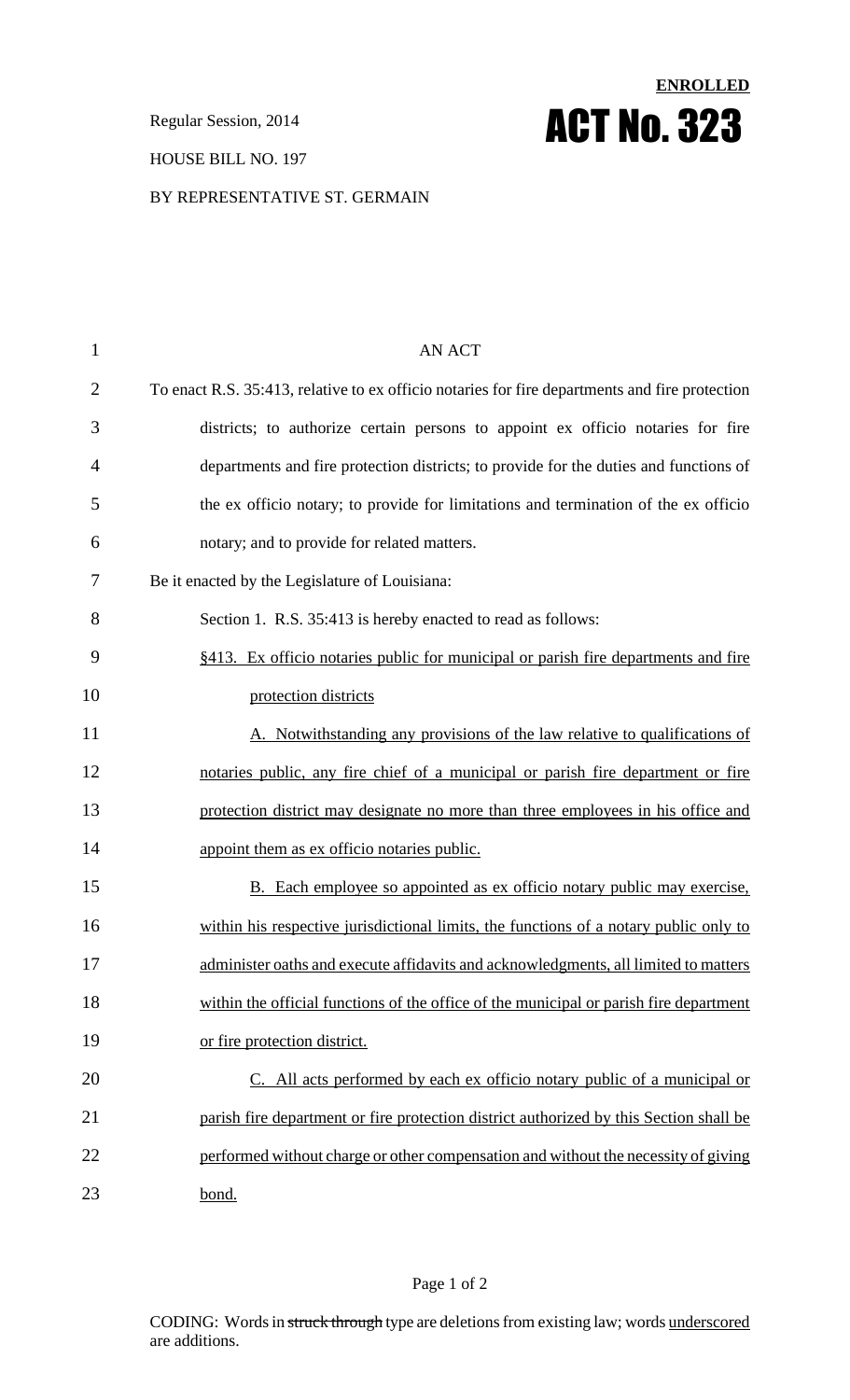**ENROLLED**

Regular Session, 2014

# ACT No. 323

HOUSE BILL NO. 197

BY REPRESENTATIVE ST. GERMAIN

AN ACT

To enact R.S. 35:413, relative to ex officio notaries for fire departments and fire protection districts; to authorize certain persons to appoint ex officio notaries for fire departments and fire protection districts; to provide for the duties and functions of the ex officio notary; to provide for limitations and termination of the ex officio notary; and to provide for related matters.

Be it enacted by the Legislature of Louisiana:

Section 1. R.S. 35:413 is hereby enacted to read as follows:

§413. Ex officio notaries public for municipal or parish fire departments and fire protection districts

A. Notwithstanding any provisions of the law relative to qualifications of notaries public, any fire chief of a municipal or parish fire department or fire protection district may designate no more than three employees in his office and appoint them as ex officio notaries public.

B. Each employee so appointed as ex officio notary public may exercise, within his respective jurisdictional limits, the functions of a notary public only to administer oaths and execute affidavits and acknowledgments, all limited to matters within the official functions of the office of the municipal or parish fire department or fire protection district.

C. All acts performed by each ex officio notary public of a municipal or parish fire department or fire protection district authorized by this Section shall be performed without charge or other compensation and without the necessity of giving bond.

CODING: Words in ~~struck through~~ type are deletions from existing law; words underscored are additions.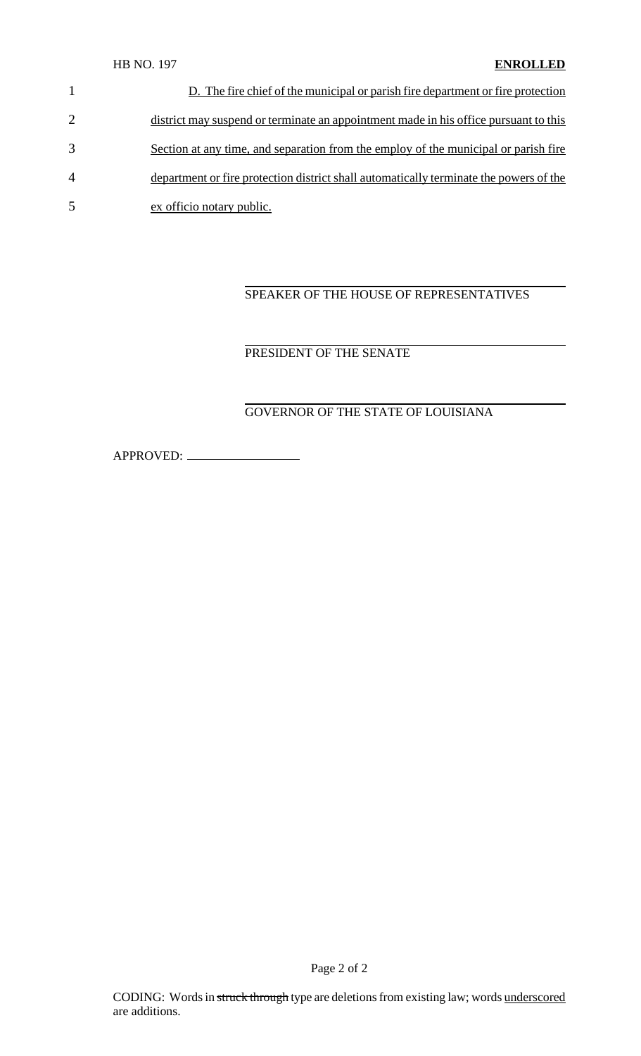<u>D. The fire chief of the municipal or parish fire department or fire protection district may suspend or terminate an appointment made in his office pursuant to this Section at any time, and separation from the employ of the municipal or parish fire department or fire protection district shall automatically terminate the powers of the ex officio notary public.</u>

SPEAKER OF THE HOUSE OF REPRESENTATIVES

PRESIDENT OF THE SENATE

GOVERNOR OF THE STATE OF LOUISIANA

APPROVED: ____________________

CODING: Words in ~~struck through~~ type are deletions from existing law; words <u>underscored</u> are additions.